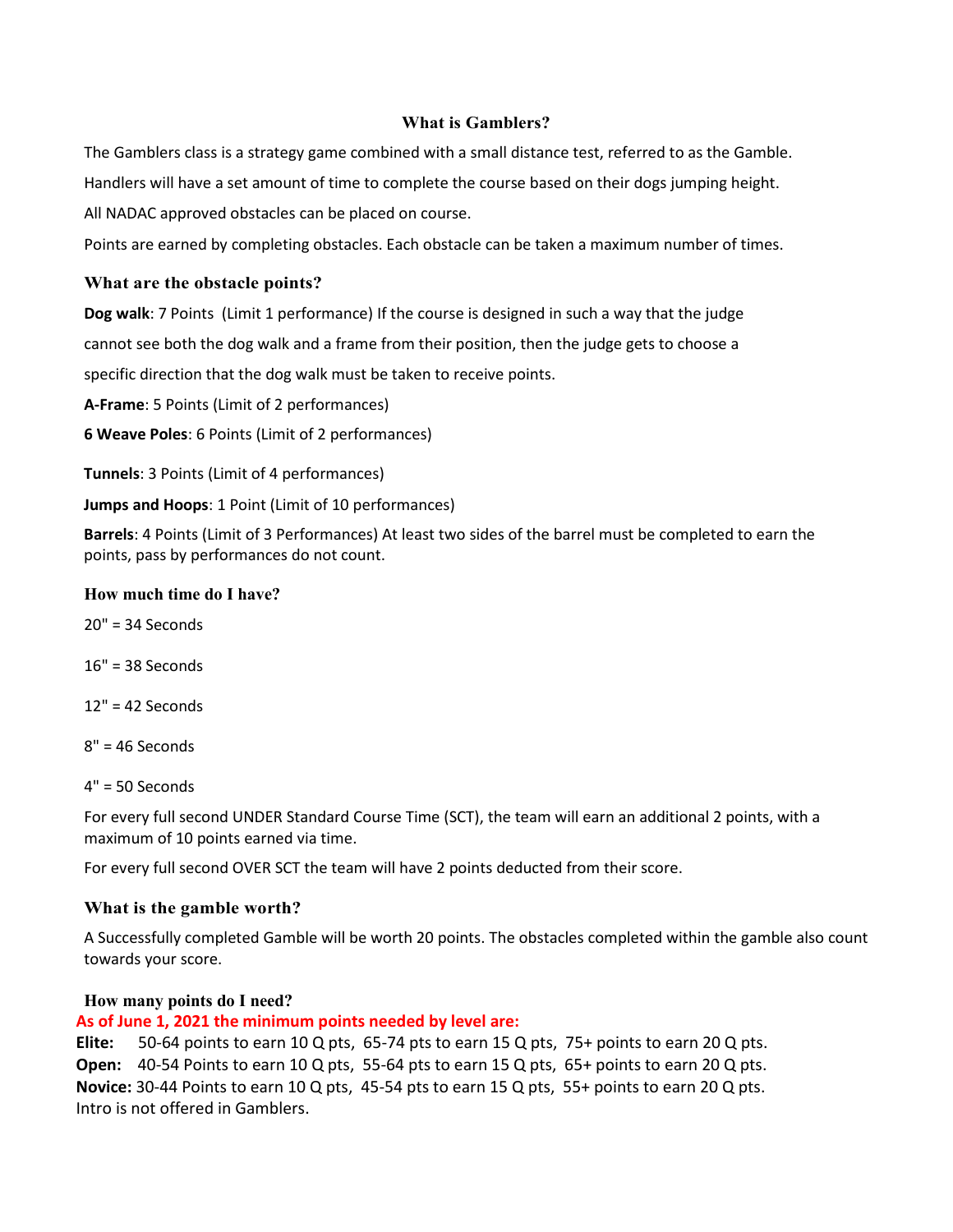# What is Gamblers?

The Gamblers class is a strategy game combined with a small distance test, referred to as the Gamble.

Handlers will have a set amount of time to complete the course based on their dogs jumping height.

All NADAC approved obstacles can be placed on course.

Points are earned by completing obstacles. Each obstacle can be taken a maximum number of times.

## What are the obstacle points?

**Dog walk**: 7 Points (Limit 1 performance) If the course is designed in such a way that the judge cannot see both the dog walk and a frame from their position, then the judge gets to choose a specific direction that the dog walk must be taken to receive points.

**A-Frame**: 5 Points (Limit of 2 performances)

**6 Weave Poles**: 6 Points (Limit of 2 performances)

**Tunnels**: 3 Points (Limit of 4 performances)

**Jumps and Hoops**: 1 Point (Limit of 10 performances)

**Barrels**: 4 Points (Limit of 3 Performances) At least two sides of the barrel must be completed to earn the points, pass by performances do not count.

## How much time do I have?

20" = 34 Seconds

16" = 38 Seconds

12" = 42 Seconds

8" = 46 Seconds

4" = 50 Seconds

For every full second UNDER Standard Course Time (SCT), the team will earn an additional 2 points, with a maximum of 10 points earned via time.

For every full second OVER SCT the team will have 2 points deducted from their score.

## What is the gamble worth?

A Successfully completed Gamble will be worth 20 points. The obstacles completed within the gamble also count towards your score.

## How many points do I need?

**As of June 1, 2021 the minimum points needed by level are:**

**Elite:** 50-64 points to earn 10 Q pts, 65-74 pts to earn 15 Q pts, 75+ points to earn 20 Q pts.

**Open:** 40-54 Points to earn 10 Q pts, 55-64 pts to earn 15 Q pts, 65+ points to earn 20 Q pts.

**Novice:** 30-44 Points to earn 10 Q pts, 45-54 pts to earn 15 Q pts, 55+ points to earn 20 Q pts.

Intro is not offered in Gamblers.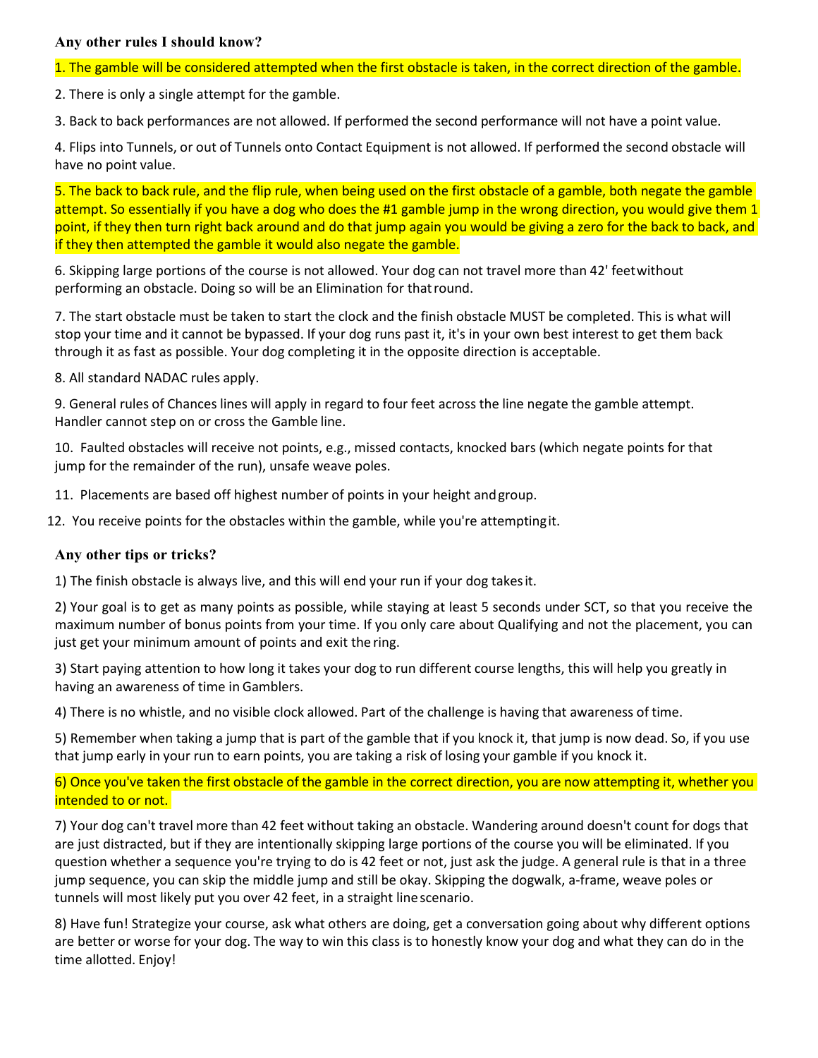### Any other rules I should know?

1. The gamble will be considered attempted when the first obstacle is taken, in the correct direction of the gamble.
2. There is only a single attempt for the gamble.
3. Back to back performances are not allowed. If performed the second performance will not have a point value.
4. Flips into Tunnels, or out of Tunnels onto Contact Equipment is not allowed. If performed the second obstacle will have no point value.
5. The back to back rule, and the flip rule, when being used on the first obstacle of a gamble, both negate the gamble attempt. So essentially if you have a dog who does the #1 gamble jump in the wrong direction, you would give them 1 point, if they then turn right back around and do that jump again you would be giving a zero for the back to back, and if they then attempted the gamble it would also negate the gamble.
6. Skipping large portions of the course is not allowed. Your dog can not travel more than 42' feet without performing an obstacle. Doing so will be an Elimination for that round.
7. The start obstacle must be taken to start the clock and the finish obstacle MUST be completed. This is what will stop your time and it cannot be bypassed. If your dog runs past it, it's in your own best interest to get them back through it as fast as possible. Your dog completing it in the opposite direction is acceptable.
8. All standard NADAC rules apply.
9. General rules of Chances lines will apply in regard to four feet across the line negate the gamble attempt. Handler cannot step on or cross the Gamble line.
10. Faulted obstacles will receive not points, e.g., missed contacts, knocked bars (which negate points for that jump for the remainder of the run), unsafe weave poles.
11. Placements are based off highest number of points in your height and group.
12. You receive points for the obstacles within the gamble, while you're attempting it.

### Any other tips or tricks?

1) The finish obstacle is always live, and this will end your run if your dog takes it.

2) Your goal is to get as many points as possible, while staying at least 5 seconds under SCT, so that you receive the maximum number of bonus points from your time. If you only care about Qualifying and not the placement, you can just get your minimum amount of points and exit the ring.

3) Start paying attention to how long it takes your dog to run different course lengths, this will help you greatly in having an awareness of time in Gamblers.

4) There is no whistle, and no visible clock allowed. Part of the challenge is having that awareness of time.

5) Remember when taking a jump that is part of the gamble that if you knock it, that jump is now dead. So, if you use that jump early in your run to earn points, you are taking a risk of losing your gamble if you knock it.

6) Once you've taken the first obstacle of the gamble in the correct direction, you are now attempting it, whether you intended to or not.

7) Your dog can't travel more than 42 feet without taking an obstacle. Wandering around doesn't count for dogs that are just distracted, but if they are intentionally skipping large portions of the course you will be eliminated. If you question whether a sequence you're trying to do is 42 feet or not, just ask the judge. A general rule is that in a three jump sequence, you can skip the middle jump and still be okay. Skipping the dogwalk, a-frame, weave poles or tunnels will most likely put you over 42 feet, in a straight line scenario.

8) Have fun! Strategize your course, ask what others are doing, get a conversation going about why different options are better or worse for your dog. The way to win this class is to honestly know your dog and what they can do in the time allotted. Enjoy!